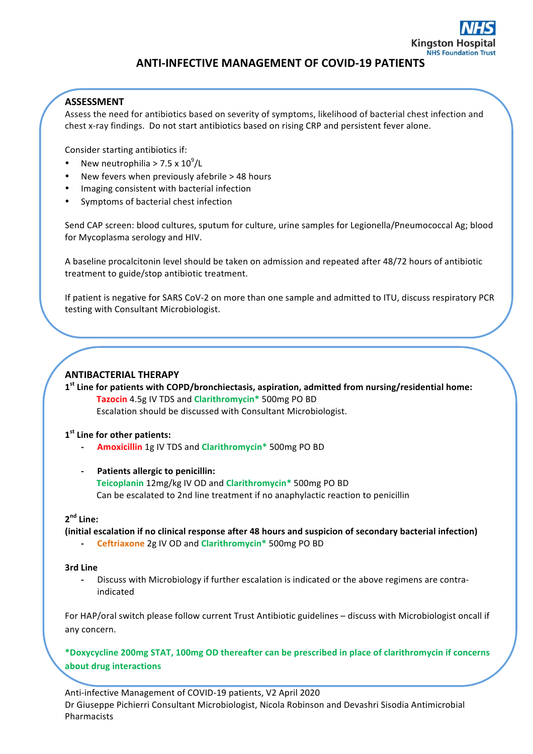# ANTI-INFECTIVE MANAGEMENT OF COVID-19 PATIENTS

## ASSESSMENT

Assess the need for antibiotics based on severity of symptoms, likelihood of bacterial chest infection and chest x-ray findings. Do not start antibiotics based on rising CRP and persistent fever alone.

Consider starting antibiotics if:

- New neutrophilia > $7.5 \times 10^9$/L
- New fevers when previously afebrile > 48 hours
- Imaging consistent with bacterial infection
- Symptoms of bacterial chest infection

Send CAP screen: blood cultures, sputum for culture, urine samples for Legionella/Pneumococcal Ag; blood for Mycoplasma serology and HIV.

A baseline procalcitonin level should be taken on admission and repeated after 48/72 hours of antibiotic treatment to guide/stop antibiotic treatment.

If patient is negative for SARS CoV-2 on more than one sample and admitted to ITU, discuss respiratory PCR testing with Consultant Microbiologist.

## ANTIBACTERIAL THERAPY

**1st Line for patients with COPD/bronchiectasis, aspiration, admitted from nursing/residential home:**

Tazocin 4.5g IV TDS and Clarithromycin* 500mg PO BD
Escalation should be discussed with Consultant Microbiologist.

**1st Line for other patients:**

- Amoxicillin 1g IV TDS and Clarithromycin* 500mg PO BD
- **Patients allergic to penicillin:**
  Teicoplanin 12mg/kg IV OD and Clarithromycin* 500mg PO BD
  Can be escalated to 2nd line treatment if no anaphylactic reaction to penicillin

**2nd Line:**

**(initial escalation if no clinical response after 48 hours and suspicion of secondary bacterial infection)**

- Ceftriaxone 2g IV OD and Clarithromycin* 500mg PO BD

**3rd Line**

- Discuss with Microbiology if further escalation is indicated or the above regimens are contra-indicated

For HAP/oral switch please follow current Trust Antibiotic guidelines – discuss with Microbiologist oncall if any concern.

***Doxycycline 200mg STAT, 100mg OD thereafter can be prescribed in place of clarithromycin if concerns about drug interactions**

Anti-infective Management of COVID-19 patients, V2 April 2020
Dr Giuseppe Pichierri Consultant Microbiologist, Nicola Robinson and Devashri Sisodia Antimicrobial Pharmacists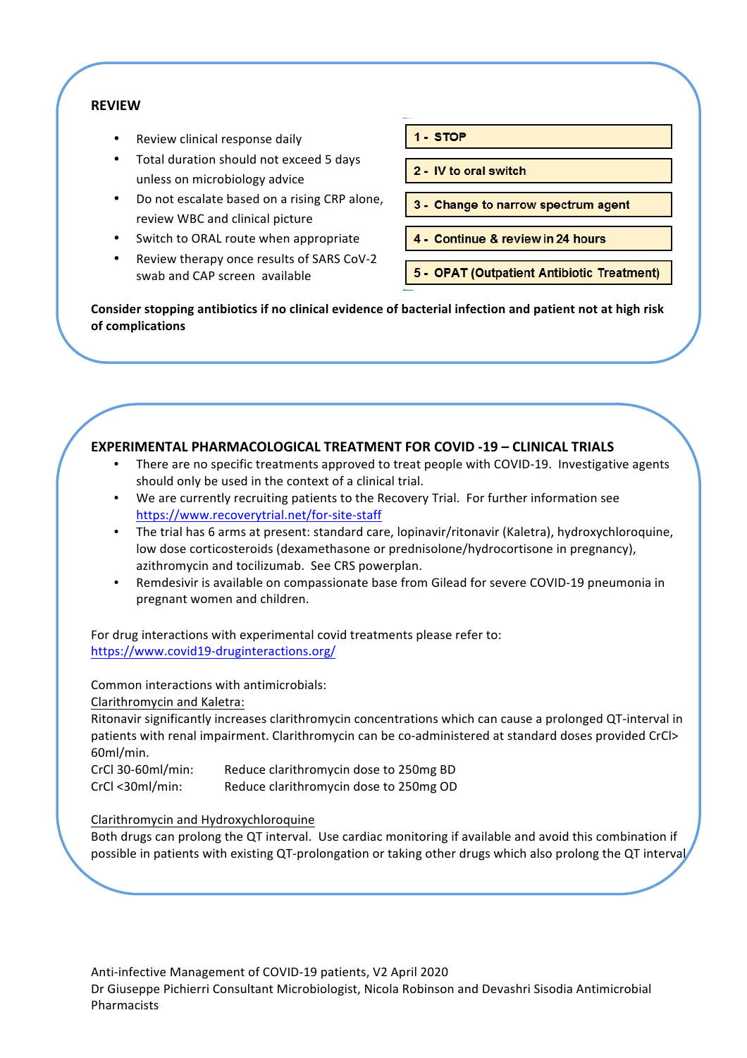## REVIEW

- Review clinical response daily
- Total duration should not exceed 5 days unless on microbiology advice
- Do not escalate based on a rising CRP alone, review WBC and clinical picture
- Switch to ORAL route when appropriate
- Review therapy once results of SARS CoV-2 swab and CAP screen available

**1 - STOP**

**2 - IV to oral switch**

**3 - Change to narrow spectrum agent**

**4 - Continue & review in 24 hours**

**5 - OPAT (Outpatient Antibiotic Treatment)**

**Consider stopping antibiotics if no clinical evidence of bacterial infection and patient not at high risk of complications**

## EXPERIMENTAL PHARMACOLOGICAL TREATMENT FOR COVID -19 – CLINICAL TRIALS

- There are no specific treatments approved to treat people with COVID-19. Investigative agents should only be used in the context of a clinical trial.
- We are currently recruiting patients to the Recovery Trial. For further information see https://www.recoverytrial.net/for-site-staff
- The trial has 6 arms at present: standard care, lopinavir/ritonavir (Kaletra), hydroxychloroquine, low dose corticosteroids (dexamethasone or prednisolone/hydrocortisone in pregnancy), azithromycin and tocilizumab. See CRS powerplan.
- Remdesivir is available on compassionate base from Gilead for severe COVID-19 pneumonia in pregnant women and children.

For drug interactions with experimental covid treatments please refer to:
https://www.covid19-druginteractions.org/

Common interactions with antimicrobials:

Clarithromycin and Kaletra:

Ritonavir significantly increases clarithromycin concentrations which can cause a prolonged QT-interval in patients with renal impairment. Clarithromycin can be co-administered at standard doses provided CrCl> 60ml/min.

CrCl 30-60ml/min: Reduce clarithromycin dose to 250mg BD

CrCl <30ml/min: Reduce clarithromycin dose to 250mg OD

Clarithromycin and Hydroxychloroquine

Both drugs can prolong the QT interval. Use cardiac monitoring if available and avoid this combination if possible in patients with existing QT-prolongation or taking other drugs which also prolong the QT interval

Anti-infective Management of COVID-19 patients, V2 April 2020

Dr Giuseppe Pichierri Consultant Microbiologist, Nicola Robinson and Devashri Sisodia Antimicrobial Pharmacists